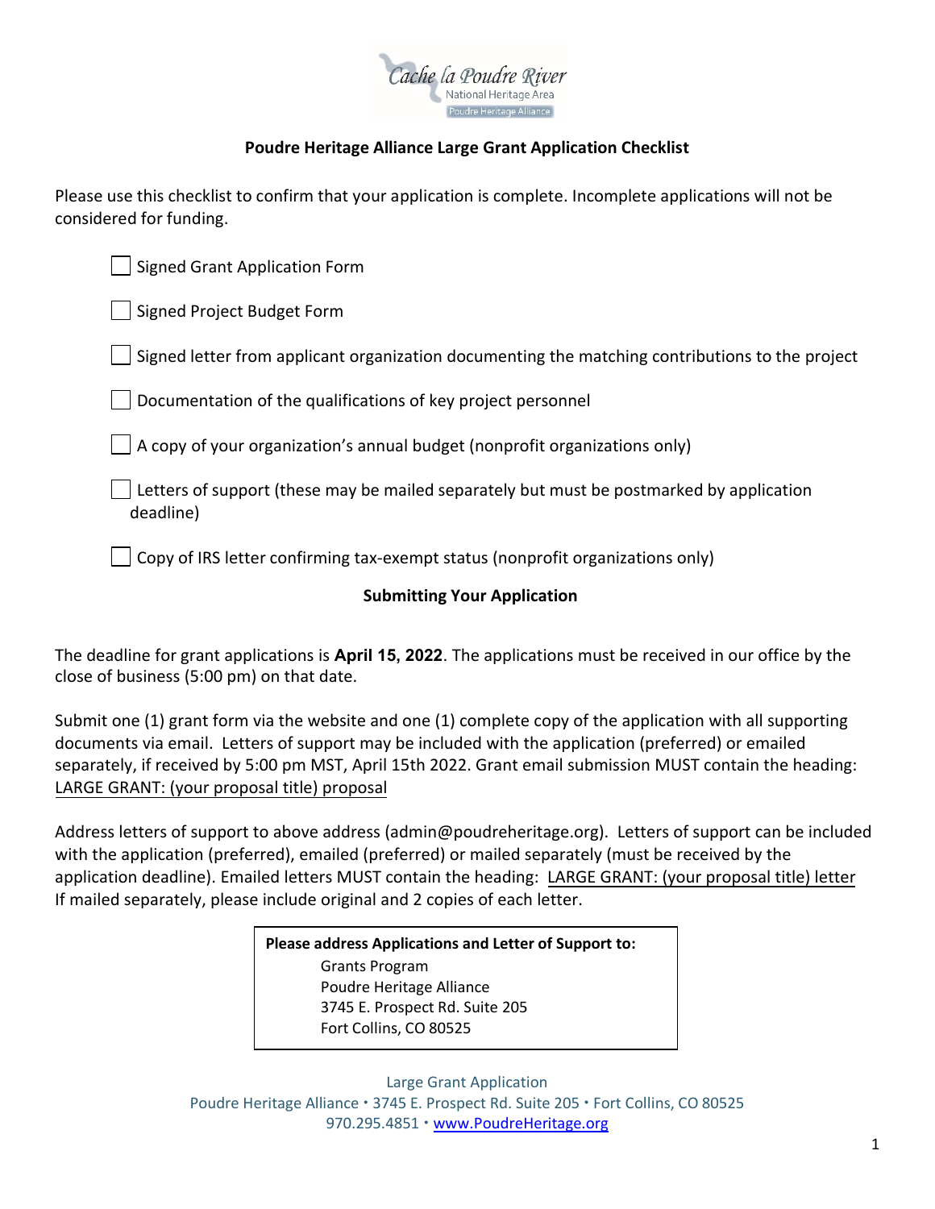## Poudre Heritage Alliance Large Grant Application Checklist

Please use this checklist to confirm that your application is complete. Incomplete applications will not be considered for funding.

- [ ] Signed Grant Application Form
- [ ] Signed Project Budget Form
- [ ] Signed letter from applicant organization documenting the matching contributions to the project
- [ ] Documentation of the qualifications of key project personnel
- [ ] A copy of your organization's annual budget (nonprofit organizations only)
- [ ] Letters of support (these may be mailed separately but must be postmarked by application deadline)
- [ ] Copy of IRS letter confirming tax-exempt status (nonprofit organizations only)

### Submitting Your Application

The deadline for grant applications is **April 15, 2022**. The applications must be received in our office by the close of business (5:00 pm) on that date.

Submit one (1) grant form via the website and one (1) complete copy of the application with all supporting documents via email. Letters of support may be included with the application (preferred) or emailed separately, if received by 5:00 pm MST, April 15th 2022. Grant email submission MUST contain the heading: <u>LARGE GRANT: (your proposal title) proposal</u>

Address letters of support to above address (admin@poudreheritage.org). Letters of support can be included with the application (preferred), emailed (preferred) or mailed separately (must be received by the application deadline). Emailed letters MUST contain the heading: <u>LARGE GRANT: (your proposal title) letter</u> If mailed separately, please include original and 2 copies of each letter.

**Please address Applications and Letter of Support to:**

Grants Program
Poudre Heritage Alliance
3745 E. Prospect Rd. Suite 205
Fort Collins, CO 80525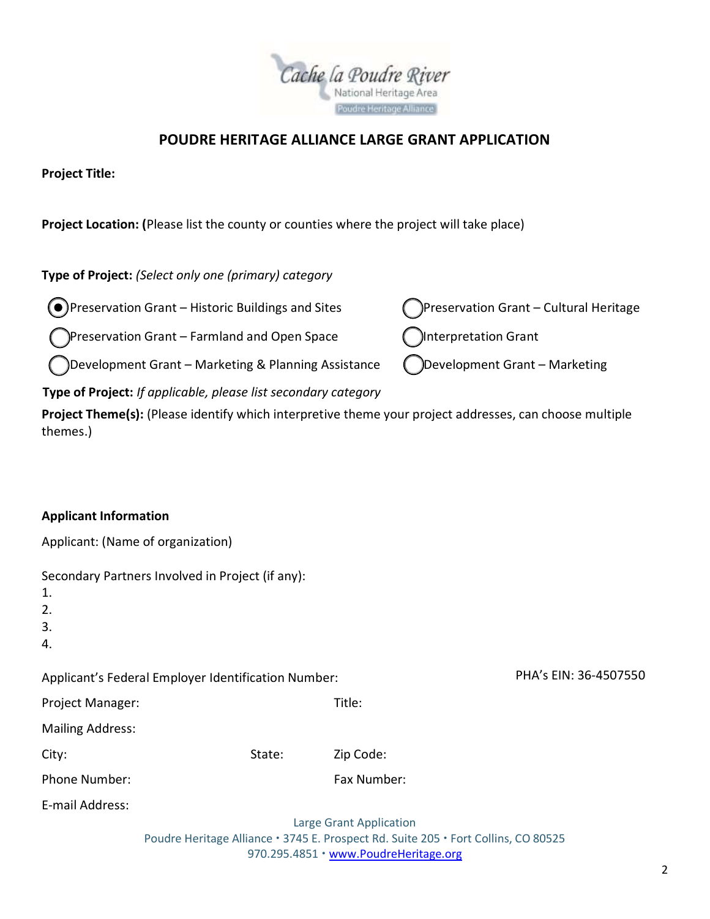## POUDRE HERITAGE ALLIANCE LARGE GRANT APPLICATION

**Project Title:**

**Project Location: (**Please list the county or counties where the project will take place)

**Type of Project:** *(Select only one (primary) category*

- (●) Preservation Grant – Historic Buildings and Sites
- ( ) Preservation Grant – Cultural Heritage
- ( ) Preservation Grant – Farmland and Open Space
- ( ) Interpretation Grant
- ( ) Development Grant – Marketing & Planning Assistance
- ( ) Development Grant – Marketing

**Type of Project:** *If applicable, please list secondary category*

**Project Theme(s):** (Please identify which interpretive theme your project addresses, can choose multiple themes.)

**Applicant Information**

Applicant: (Name of organization)

Secondary Partners Involved in Project (if any):
1.
2.
3.
4.

Applicant's Federal Employer Identification Number: PHA's EIN: 36-4507550

Project Manager: Title:

Mailing Address:

City: State: Zip Code:

Phone Number: Fax Number:

E-mail Address: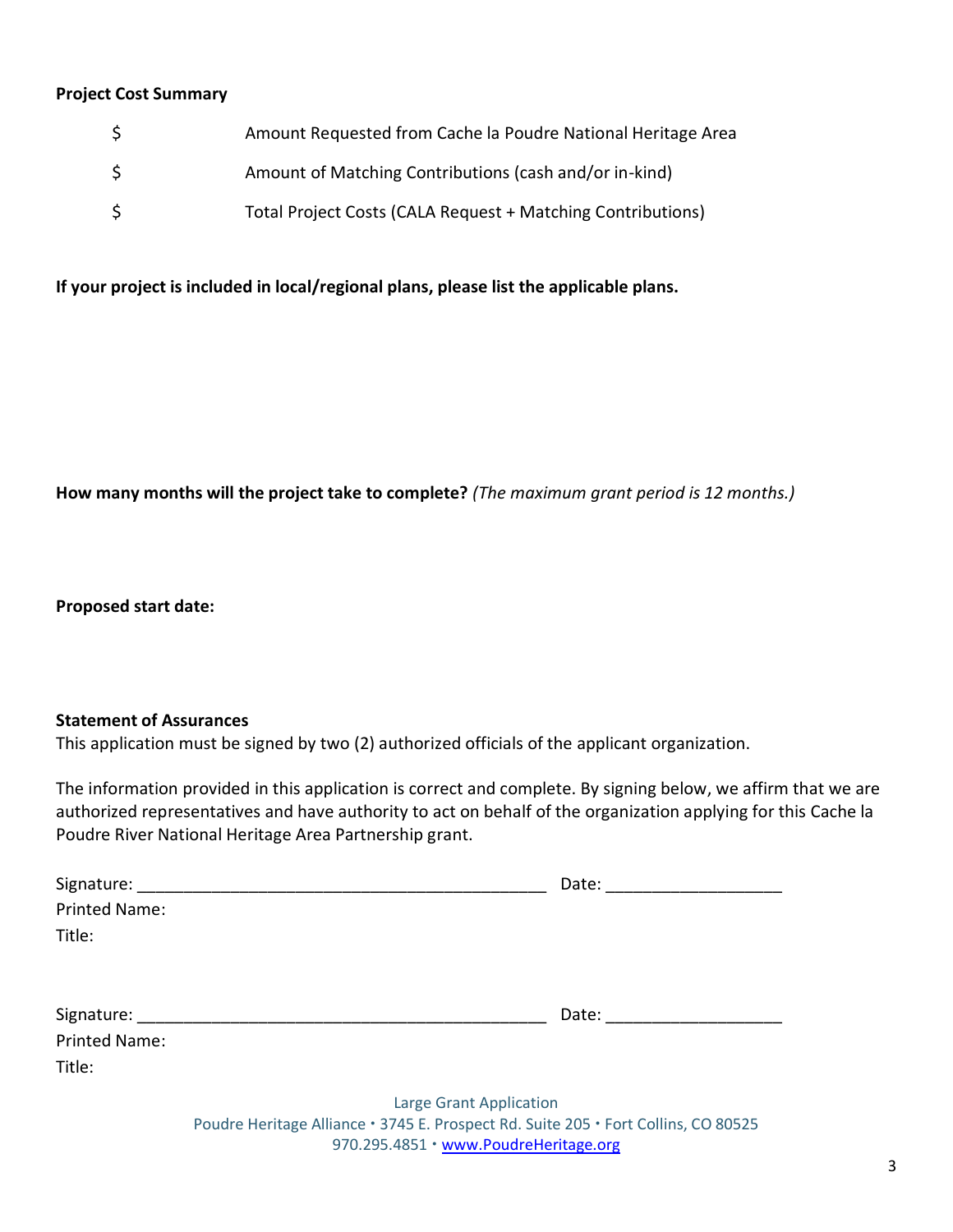**Project Cost Summary**

| | |
|---|---|
| $ | Amount Requested from Cache la Poudre National Heritage Area |
| $ | Amount of Matching Contributions (cash and/or in-kind) |
| $ | Total Project Costs (CALA Request + Matching Contributions) |

**If your project is included in local/regional plans, please list the applicable plans.**

**How many months will the project take to complete?** *(The maximum grant period is 12 months.)*

**Proposed start date:**

**Statement of Assurances**

This application must be signed by two (2) authorized officials of the applicant organization.

The information provided in this application is correct and complete. By signing below, we affirm that we are authorized representatives and have authority to act on behalf of the organization applying for this Cache la Poudre River National Heritage Area Partnership grant.

Signature: _____________________________________________ Date: ___________________

Printed Name:

Title:

Signature: _____________________________________________ Date: ___________________

Printed Name:

Title:

Large Grant Application

Poudre Heritage Alliance • 3745 E. Prospect Rd. Suite 205 • Fort Collins, CO 80525

970.295.4851 • www.PoudreHeritage.org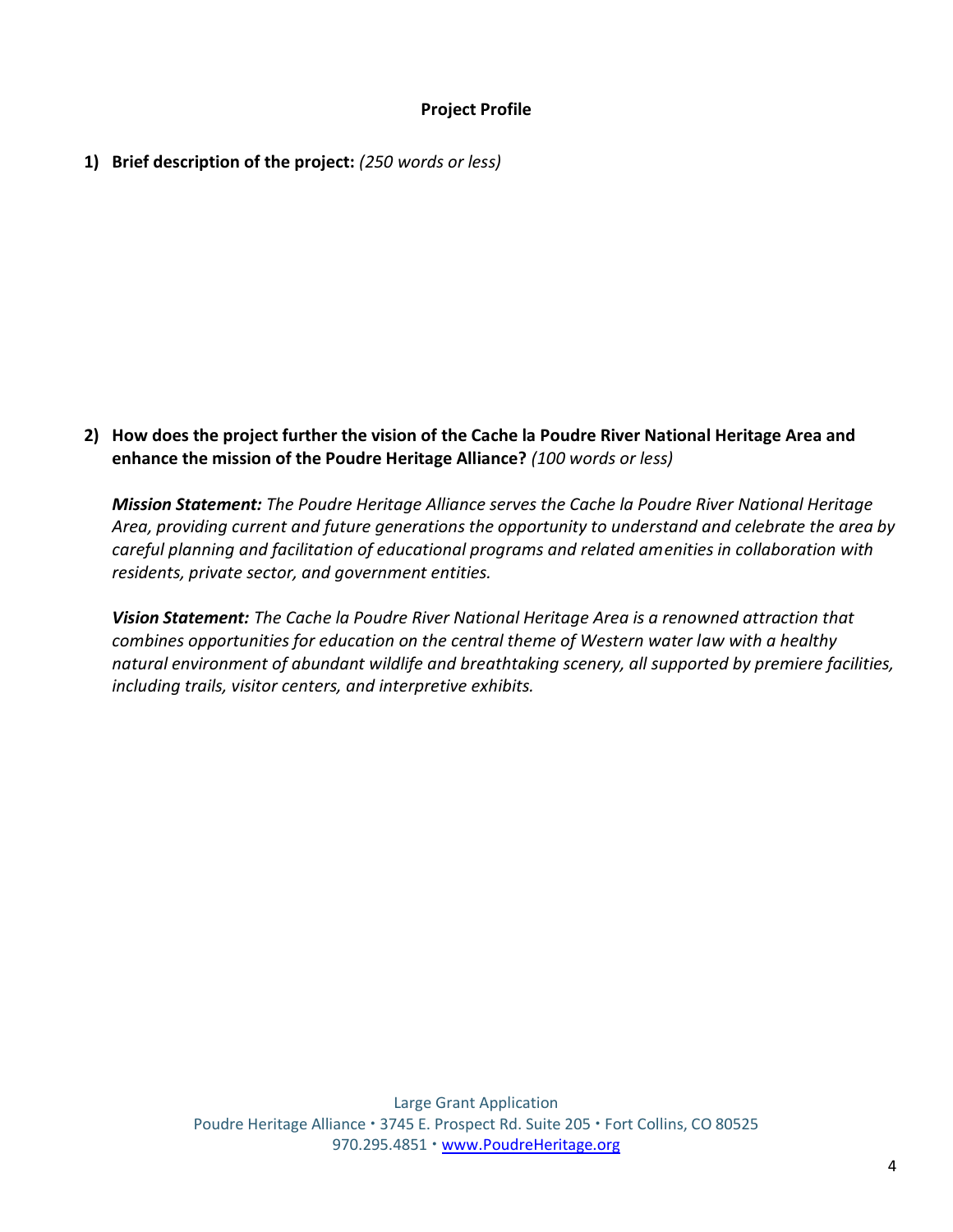## Project Profile

**1) Brief description of the project:** *(250 words or less)*

**2) How does the project further the vision of the Cache la Poudre River National Heritage Area and enhance the mission of the Poudre Heritage Alliance?** *(100 words or less)*

***Mission Statement:*** *The Poudre Heritage Alliance serves the Cache la Poudre River National Heritage Area, providing current and future generations the opportunity to understand and celebrate the area by careful planning and facilitation of educational programs and related amenities in collaboration with residents, private sector, and government entities.*

***Vision Statement:*** *The Cache la Poudre River National Heritage Area is a renowned attraction that combines opportunities for education on the central theme of Western water law with a healthy natural environment of abundant wildlife and breathtaking scenery, all supported by premiere facilities, including trails, visitor centers, and interpretive exhibits.*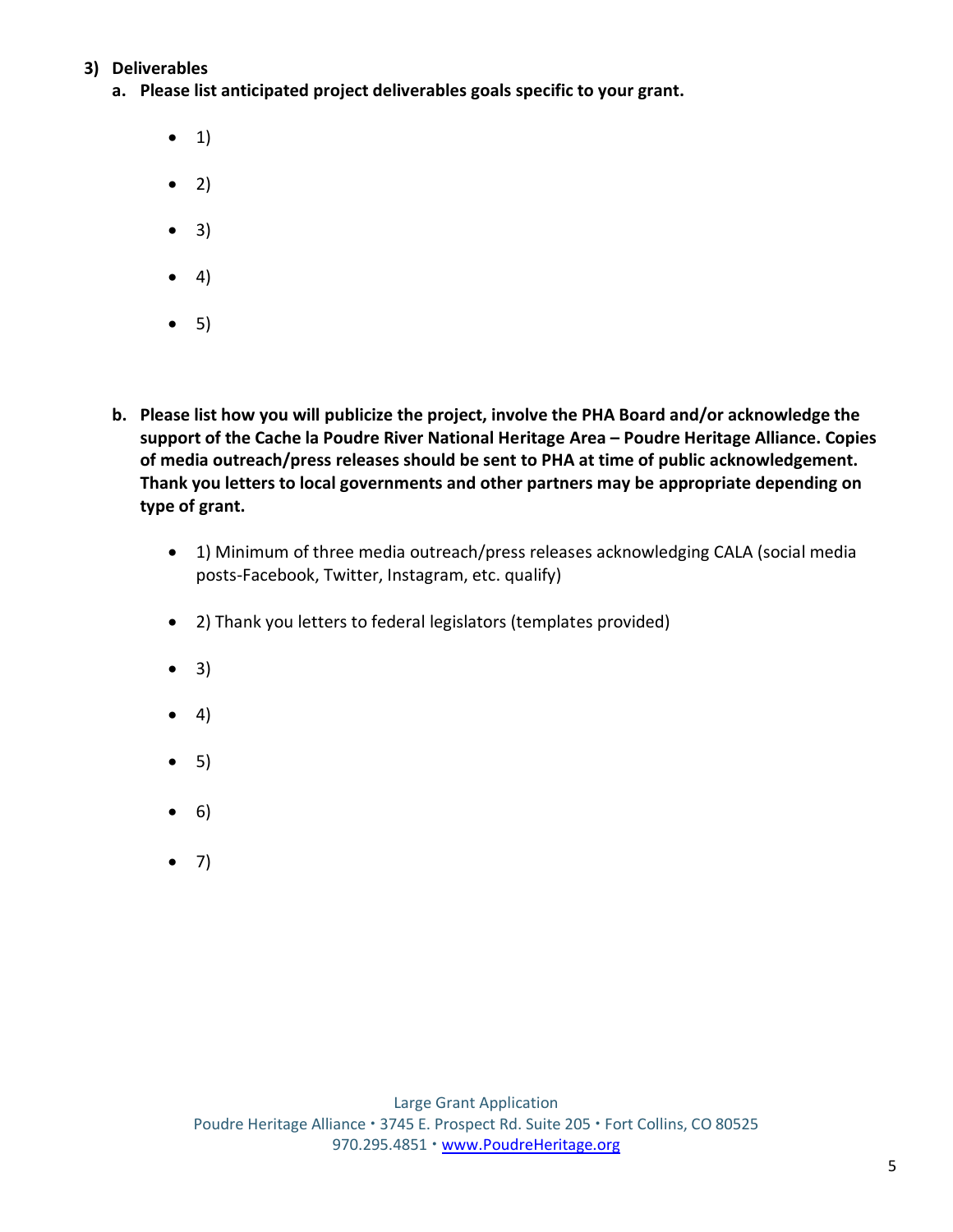## 3) Deliverables

**a. Please list anticipated project deliverables goals specific to your grant.**

- 1)
- 2)
- 3)
- 4)
- 5)

**b. Please list how you will publicize the project, involve the PHA Board and/or acknowledge the support of the Cache la Poudre River National Heritage Area – Poudre Heritage Alliance. Copies of media outreach/press releases should be sent to PHA at time of public acknowledgement. Thank you letters to local governments and other partners may be appropriate depending on type of grant.**

- 1) Minimum of three media outreach/press releases acknowledging CALA (social media posts-Facebook, Twitter, Instagram, etc. qualify)
- 2) Thank you letters to federal legislators (templates provided)
- 3)
- 4)
- 5)
- 6)
- 7)

Large Grant Application
Poudre Heritage Alliance • 3745 E. Prospect Rd. Suite 205 • Fort Collins, CO 80525
970.295.4851 • www.PoudreHeritage.org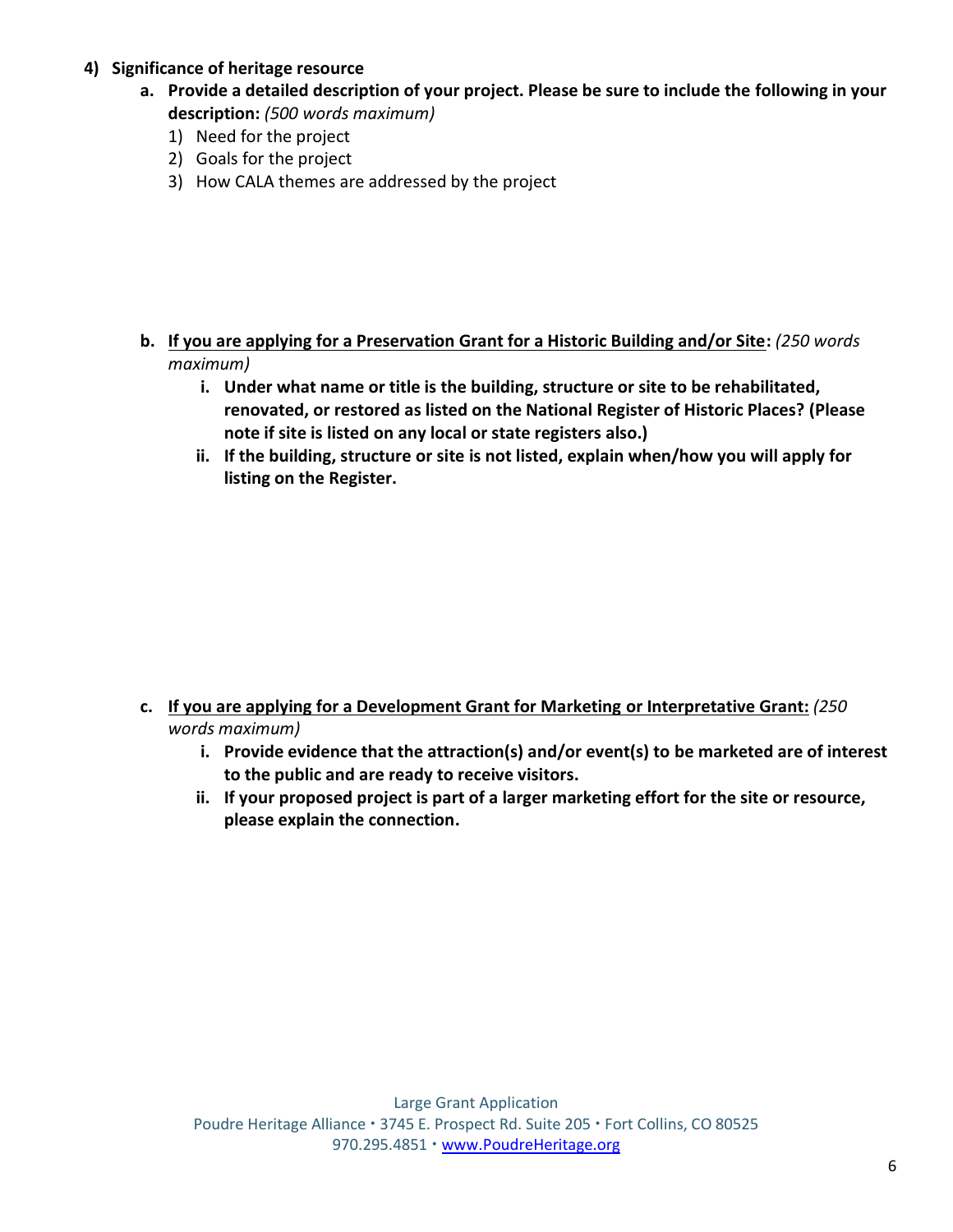**4) Significance of heritage resource**

**a. Provide a detailed description of your project. Please be sure to include the following in your description:** *(500 words maximum)*

1) Need for the project
2) Goals for the project
3) How CALA themes are addressed by the project

**b. <u>If you are applying for a Preservation Grant for a Historic Building and/or Site</u>:** *(250 words maximum)*

**i. Under what name or title is the building, structure or site to be rehabilitated, renovated, or restored as listed on the National Register of Historic Places? (Please note if site is listed on any local or state registers also.)**

**ii. If the building, structure or site is not listed, explain when/how you will apply for listing on the Register.**

**c. <u>If you are applying for a Development Grant for Marketing or Interpretative Grant:</u>** *(250 words maximum)*

**i. Provide evidence that the attraction(s) and/or event(s) to be marketed are of interest to the public and are ready to receive visitors.**

**ii. If your proposed project is part of a larger marketing effort for the site or resource, please explain the connection.**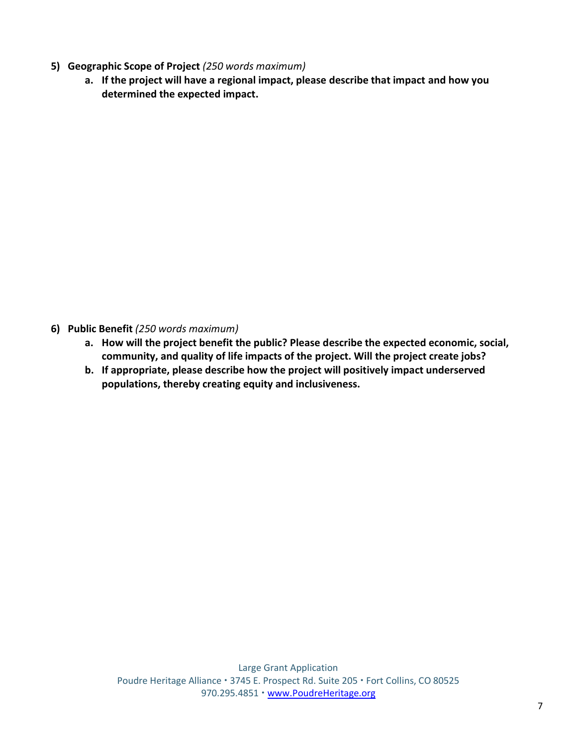5) **Geographic Scope of Project** *(250 words maximum)*

   a. **If the project will have a regional impact, please describe that impact and how you determined the expected impact.**

6) **Public Benefit** *(250 words maximum)*

   a. **How will the project benefit the public? Please describe the expected economic, social, community, and quality of life impacts of the project. Will the project create jobs?**

   b. **If appropriate, please describe how the project will positively impact underserved populations, thereby creating equity and inclusiveness.**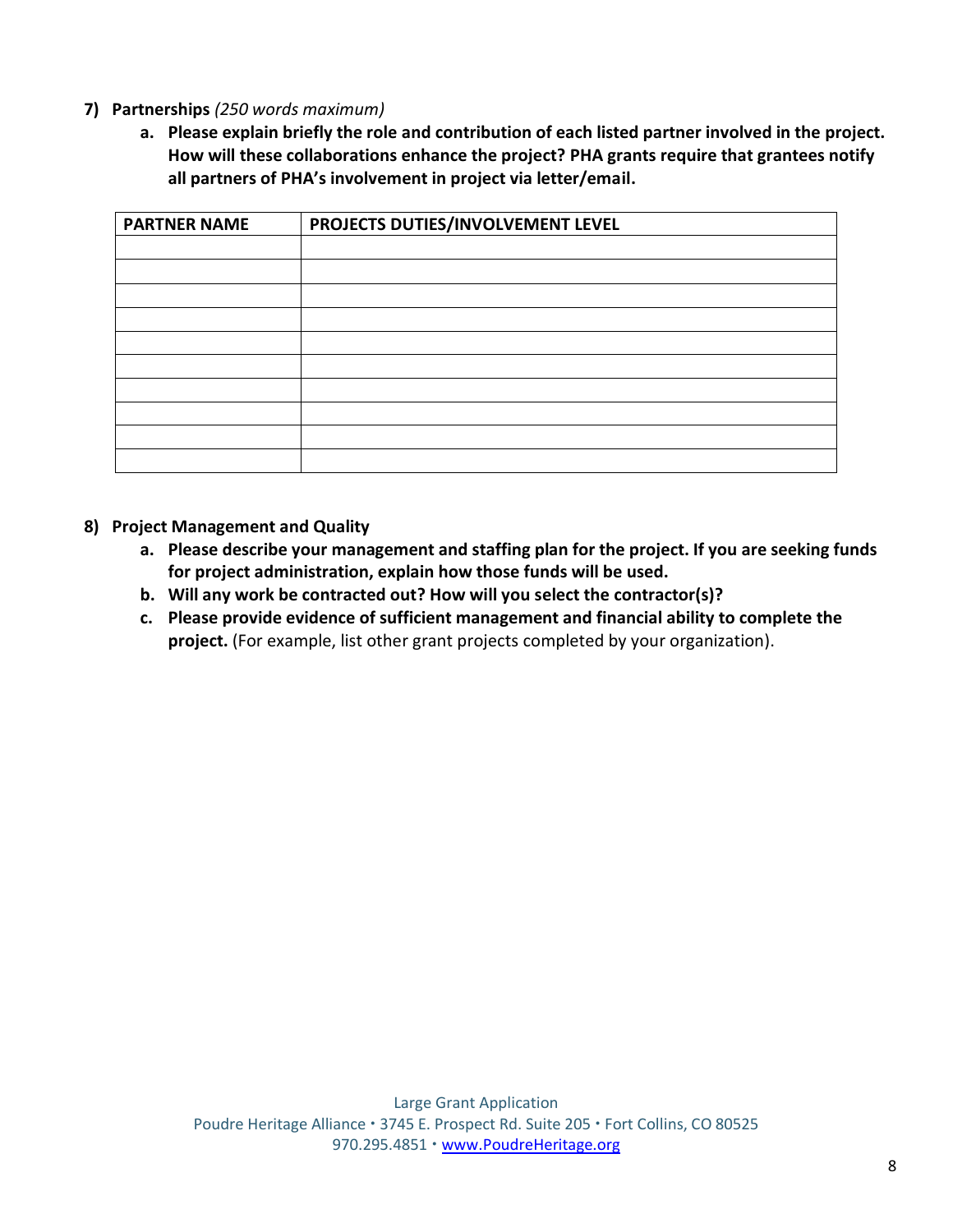7) **Partnerships** *(250 words maximum)*

   a. **Please explain briefly the role and contribution of each listed partner involved in the project. How will these collaborations enhance the project? PHA grants require that grantees notify all partners of PHA's involvement in project via letter/email.**

| PARTNER NAME | PROJECTS DUTIES/INVOLVEMENT LEVEL |
|---|---|
| | |
| | |
| | |
| | |
| | |
| | |
| | |
| | |
| | |
| | |

8) **Project Management and Quality**

   a. **Please describe your management and staffing plan for the project. If you are seeking funds for project administration, explain how those funds will be used.**

   b. **Will any work be contracted out? How will you select the contractor(s)?**

   c. **Please provide evidence of sufficient management and financial ability to complete the project.** (For example, list other grant projects completed by your organization).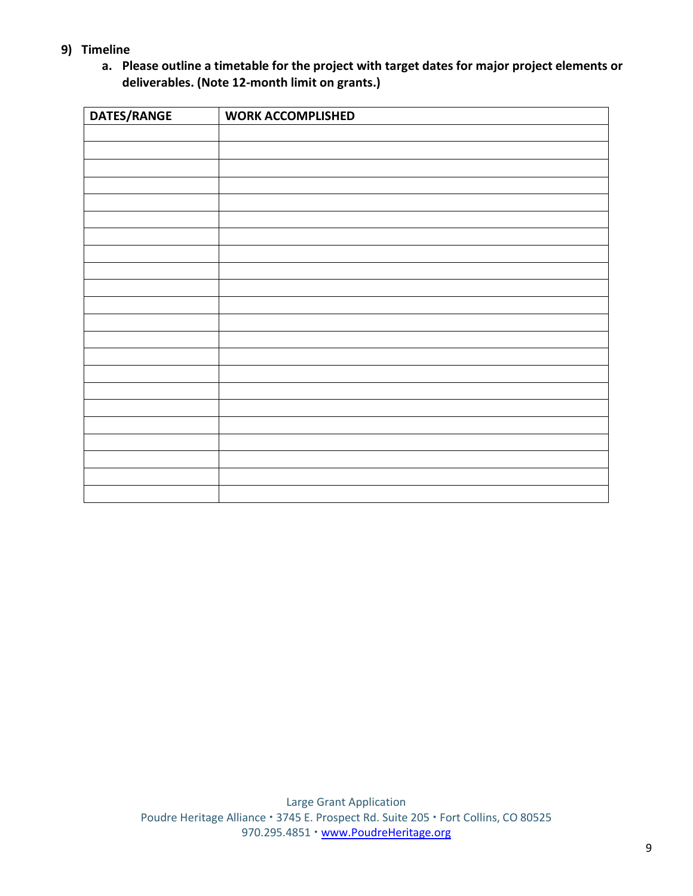9) **Timeline**

   a. **Please outline a timetable for the project with target dates for major project elements or deliverables. (Note 12-month limit on grants.)**

| DATES/RANGE | WORK ACCOMPLISHED |
|---|---|
| | |
| | |
| | |
| | |
| | |
| | |
| | |
| | |
| | |
| | |
| | |
| | |
| | |
| | |
| | |
| | |
| | |
| | |
| | |
| | |
| | |
| | |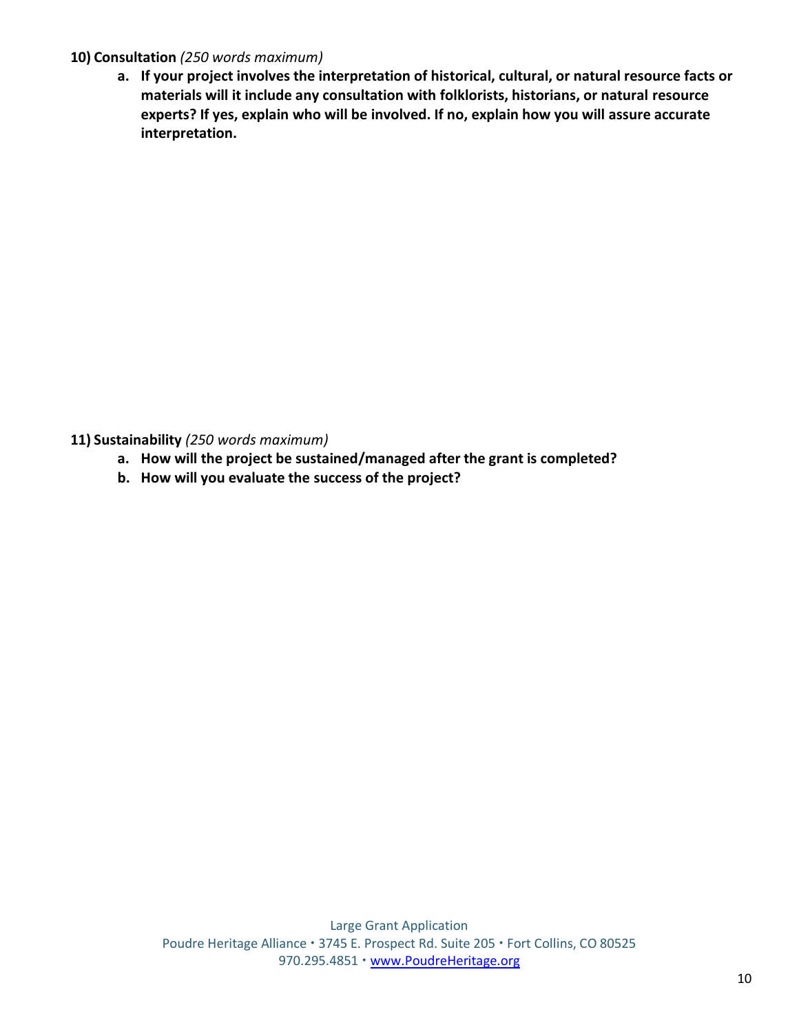**10) Consultation** *(250 words maximum)*

a. **If your project involves the interpretation of historical, cultural, or natural resource facts or materials will it include any consultation with folklorists, historians, or natural resource experts? If yes, explain who will be involved. If no, explain how you will assure accurate interpretation.**

**11) Sustainability** *(250 words maximum)*

a. **How will the project be sustained/managed after the grant is completed?**
b. **How will you evaluate the success of the project?**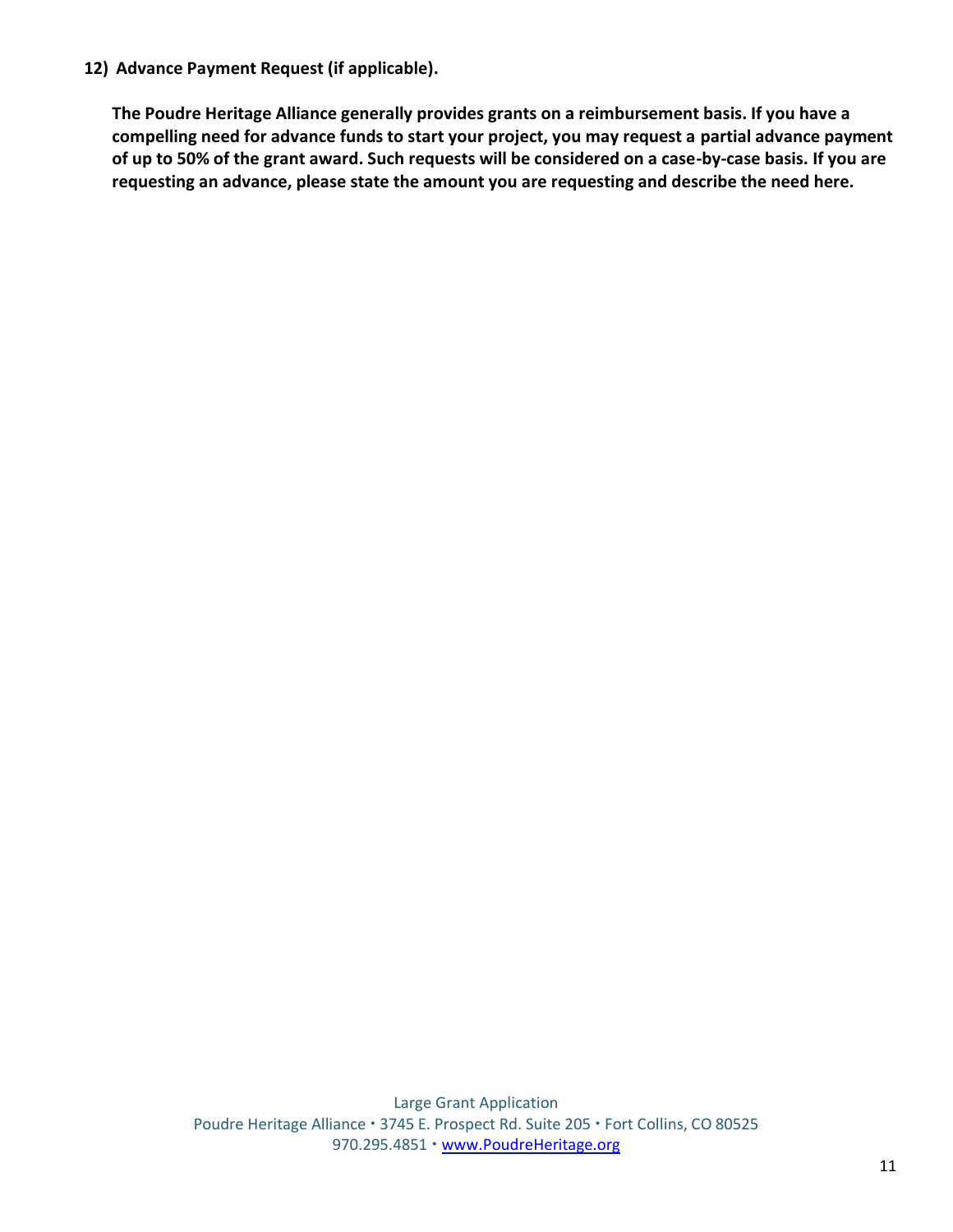**12) Advance Payment Request (if applicable).**

**The Poudre Heritage Alliance generally provides grants on a reimbursement basis. If you have a compelling need for advance funds to start your project, you may request a partial advance payment of up to 50% of the grant award. Such requests will be considered on a case-by-case basis. If you are requesting an advance, please state the amount you are requesting and describe the need here.**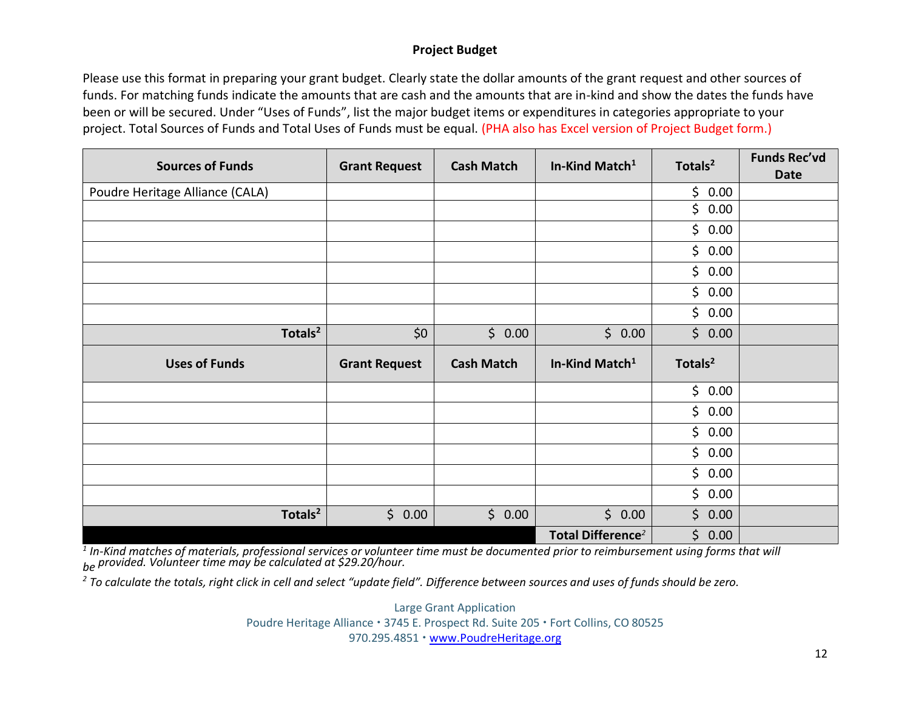**Project Budget**

Please use this format in preparing your grant budget. Clearly state the dollar amounts of the grant request and other sources of funds. For matching funds indicate the amounts that are cash and the amounts that are in-kind and show the dates the funds have been or will be secured. Under "Uses of Funds", list the major budget items or expenditures in categories appropriate to your project. Total Sources of Funds and Total Uses of Funds must be equal. (PHA also has Excel version of Project Budget form.)

| Sources of Funds | Grant Request | Cash Match | In-Kind Match[1] | Totals[2] | Funds Rec'vd Date |
|---|---|---|---|---|---|
| Poudre Heritage Alliance (CALA) | | | | $ 0.00 | |
| | | | | $ 0.00 | |
| | | | | $ 0.00 | |
| | | | | $ 0.00 | |
| | | | | $ 0.00 | |
| | | | | $ 0.00 | |
| | | | | $ 0.00 | |
| **Totals[2]** | $0 | $ 0.00 | $ 0.00 | $ 0.00 | |
| **Uses of Funds** | **Grant Request** | **Cash Match** | **In-Kind Match[1]** | **Totals[2]** | |
| | | | | $ 0.00 | |
| | | | | $ 0.00 | |
| | | | | $ 0.00 | |
| | | | | $ 0.00 | |
| | | | | $ 0.00 | |
| | | | | $ 0.00 | |
| **Totals[2]** | $ 0.00 | $ 0.00 | $ 0.00 | $ 0.00 | |
| | | | **Total Difference[2]** | $ 0.00 | |

*[1] In-Kind matches of materials, professional services or volunteer time must be documented prior to reimbursement using forms that will be provided. Volunteer time may be calculated at $29.20/hour.*

*[2] To calculate the totals, right click in cell and select "update field". Difference between sources and uses of funds should be zero.*

Large Grant Application
Poudre Heritage Alliance • 3745 E. Prospect Rd. Suite 205 • Fort Collins, CO 80525
970.295.4851 • www.PoudreHeritage.org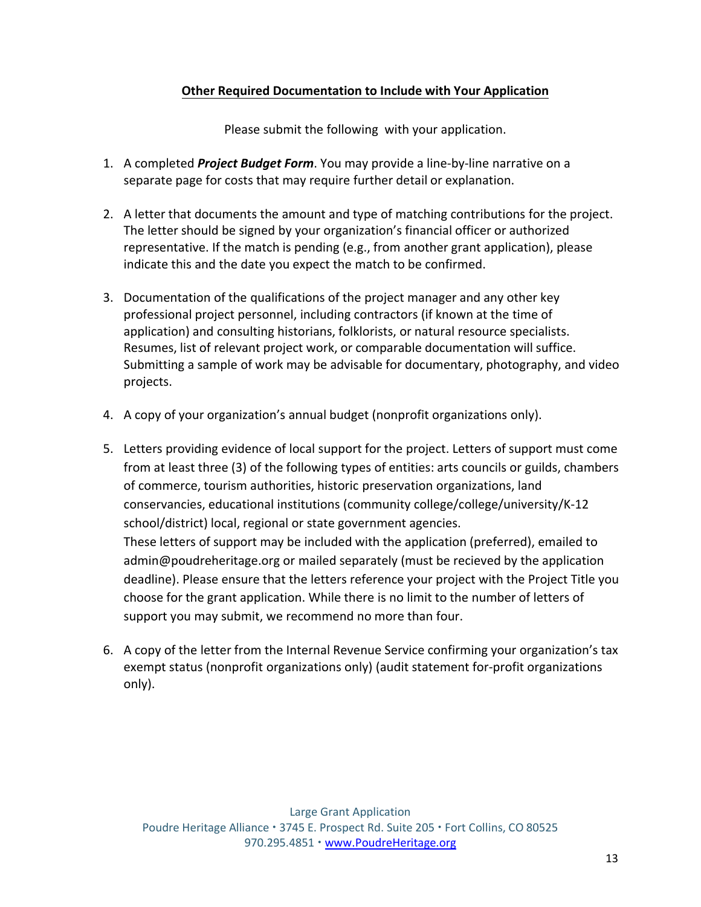## Other Required Documentation to Include with Your Application

Please submit the following  with your application.

1. A completed ***Project Budget Form***. You may provide a line-by-line narrative on a separate page for costs that may require further detail or explanation.

2. A letter that documents the amount and type of matching contributions for the project. The letter should be signed by your organization's financial officer or authorized representative. If the match is pending (e.g., from another grant application), please indicate this and the date you expect the match to be confirmed.

3. Documentation of the qualifications of the project manager and any other key professional project personnel, including contractors (if known at the time of application) and consulting historians, folklorists, or natural resource specialists. Resumes, list of relevant project work, or comparable documentation will suffice. Submitting a sample of work may be advisable for documentary, photography, and video projects.

4. A copy of your organization's annual budget (nonprofit organizations only).

5. Letters providing evidence of local support for the project. Letters of support must come from at least three (3) of the following types of entities: arts councils or guilds, chambers of commerce, tourism authorities, historic preservation organizations, land conservancies, educational institutions (community college/college/university/K-12 school/district) local, regional or state government agencies.
   These letters of support may be included with the application (preferred), emailed to admin@poudreheritage.org or mailed separately (must be recieved by the application deadline). Please ensure that the letters reference your project with the Project Title you choose for the grant application. While there is no limit to the number of letters of support you may submit, we recommend no more than four.

6. A copy of the letter from the Internal Revenue Service confirming your organization's tax exempt status (nonprofit organizations only) (audit statement for-profit organizations only).